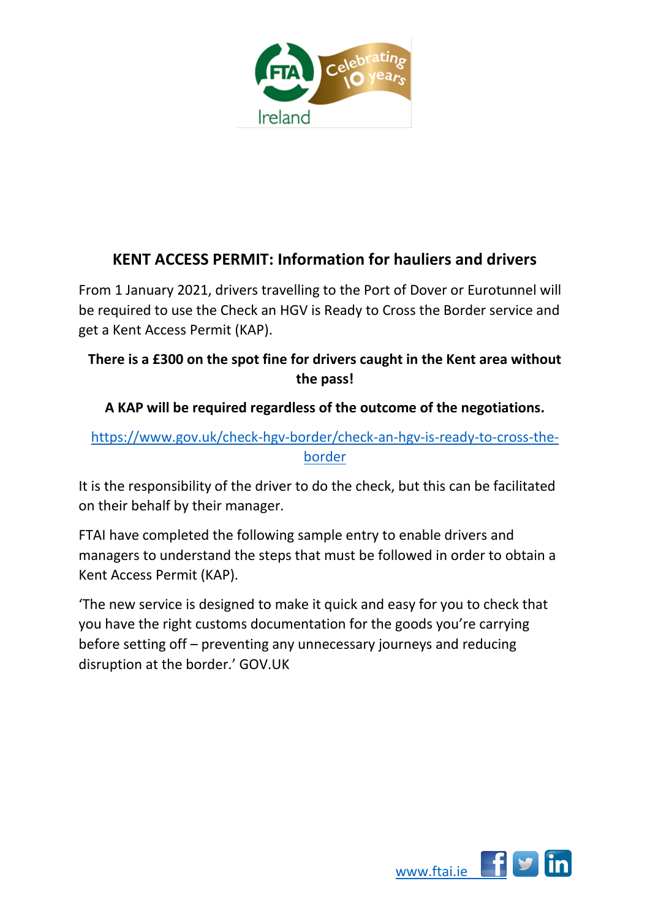## KENT ACCESS PERMIT: Information for hauliers and drivers

From 1 January 2021, drivers travelling to the Port of Dover or Eurotunnel will be required to use the Check an HGV is Ready to Cross the Border service and get a Kent Access Permit (KAP).

**There is a £300 on the spot fine for drivers caught in the Kent area without the pass!**

**A KAP will be required regardless of the outcome of the negotiations.**

https://www.gov.uk/check-hgv-border/check-an-hgv-is-ready-to-cross-the-border

It is the responsibility of the driver to do the check, but this can be facilitated on their behalf by their manager.

FTAI have completed the following sample entry to enable drivers and managers to understand the steps that must be followed in order to obtain a Kent Access Permit (KAP).

'The new service is designed to make it quick and easy for you to check that you have the right customs documentation for the goods you're carrying before setting off – preventing any unnecessary journeys and reducing disruption at the border.' GOV.UK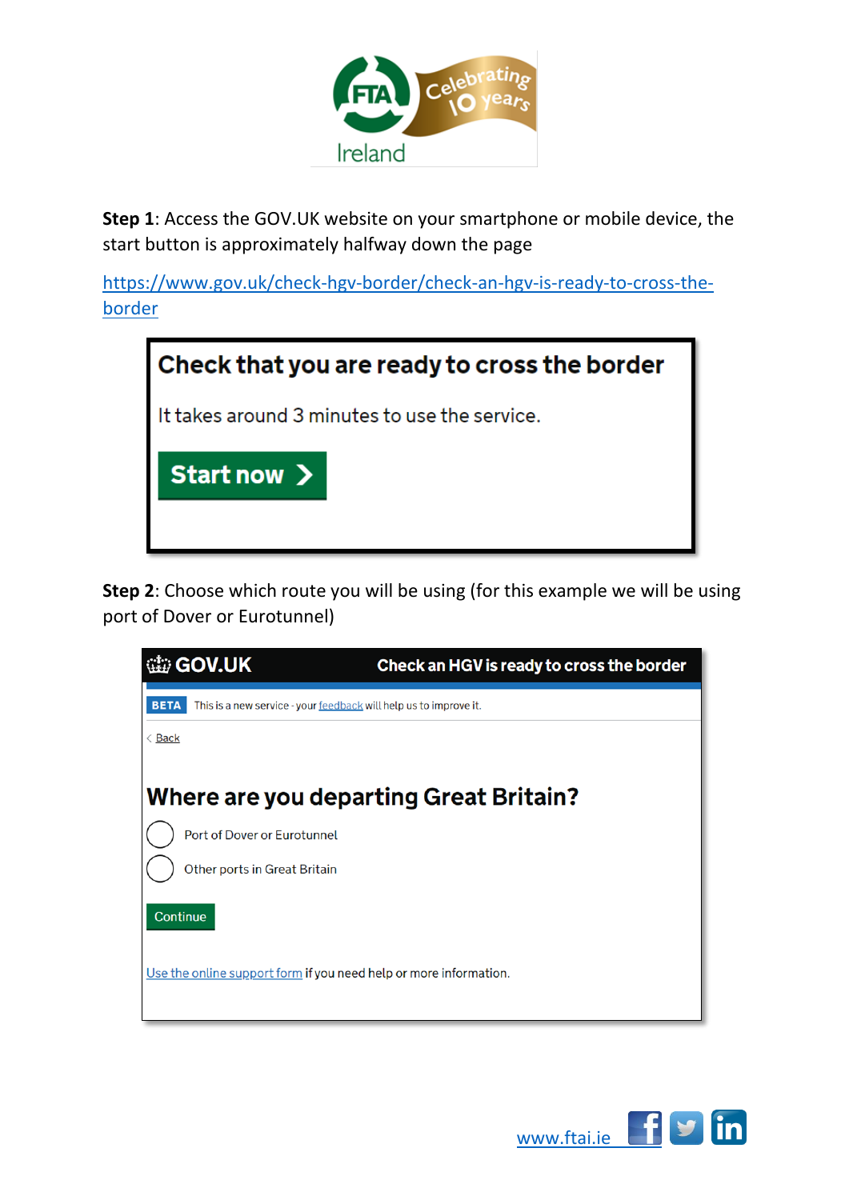**Step 1**: Access the GOV.UK website on your smartphone or mobile device, the start button is approximately halfway down the page

https://www.gov.uk/check-hgv-border/check-an-hgv-is-ready-to-cross-the-border

**Check that you are ready to cross the border**

It takes around 3 minutes to use the service.

Start now >

**Step 2**: Choose which route you will be using (for this example we will be using port of Dover or Eurotunnel)

GOV.UK — Check an HGV is ready to cross the border

BETA This is a new service - your feedback will help us to improve it.

< Back

**Where are you departing Great Britain?**

- Port of Dover or Eurotunnel
- Other ports in Great Britain

Continue

Use the online support form if you need help or more information.

www.ftai.ie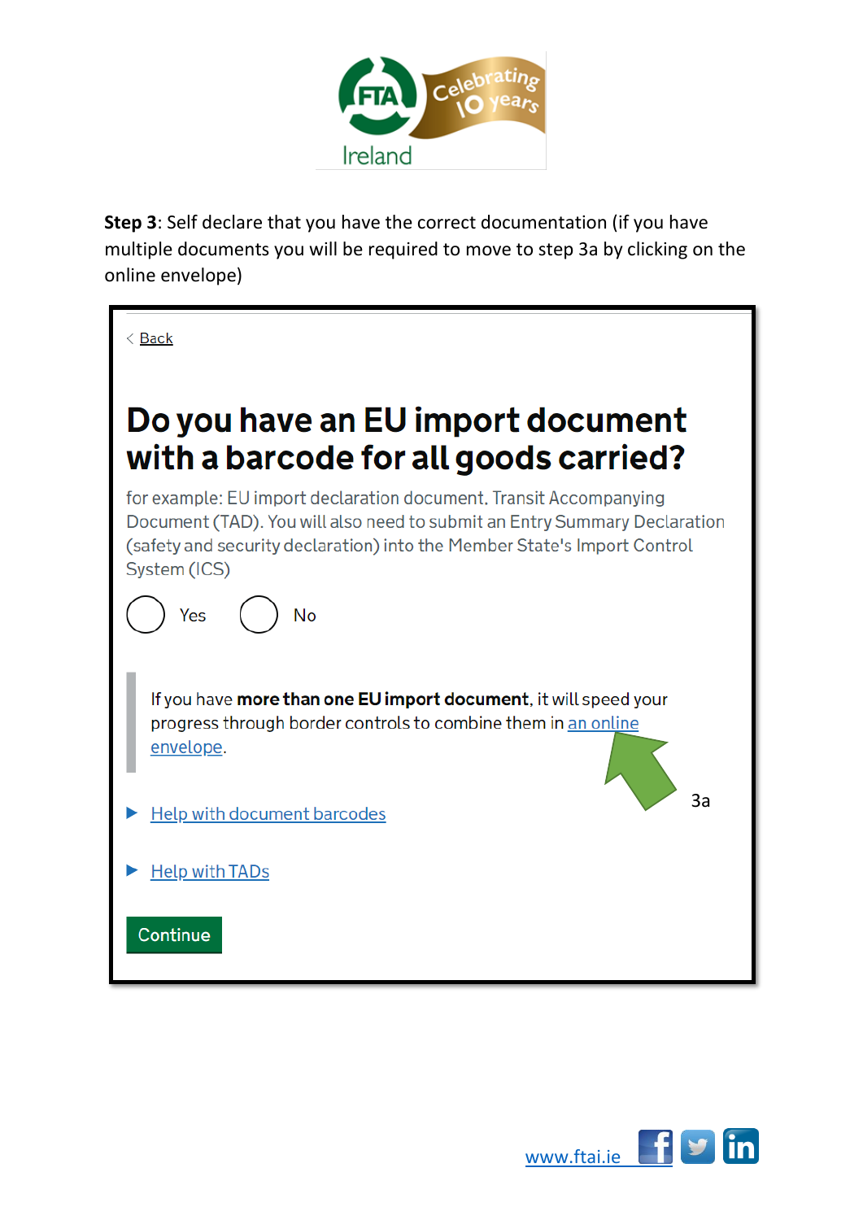**Step 3**: Self declare that you have the correct documentation (if you have multiple documents you will be required to move to step 3a by clicking on the online envelope)

< Back

# Do you have an EU import document with a barcode for all goods carried?

for example: EU import declaration document, Transit Accompanying Document (TAD). You will also need to submit an Entry Summary Declaration (safety and security declaration) into the Member State's Import Control System (ICS)

◯ Yes ◯ No

If you have **more than one EU import document**, it will speed your progress through border controls to combine them in an online envelope.

3a

▶ Help with document barcodes

▶ Help with TADs

Continue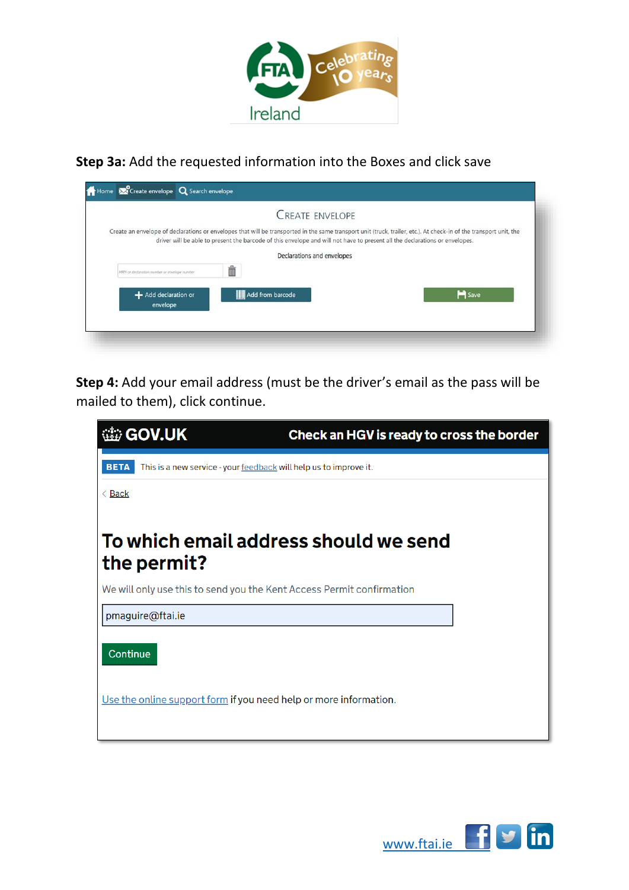**Step 3a:** Add the requested information into the Boxes and click save

Home | Create envelope | Search envelope

CREATE ENVELOPE

Create an envelope of declarations or envelopes that will be transported in the same transport unit (truck, trailer, etc.). At check-in of the transport unit, the driver will be able to present the barcode of this envelope and will not have to present all the declarations or envelopes.

Declarations and envelopes

MRN or declaration number or envelope number

Add declaration or envelope | Add from barcode | Save

**Step 4:** Add your email address (must be the driver's email as the pass will be mailed to them), click continue.

GOV.UK — Check an HGV is ready to cross the border

BETA This is a new service - your feedback will help us to improve it.

Back

# To which email address should we send the permit?

We will only use this to send you the Kent Access Permit confirmation

pmaguire@ftai.ie

Continue

Use the online support form if you need help or more information.

www.ftai.ie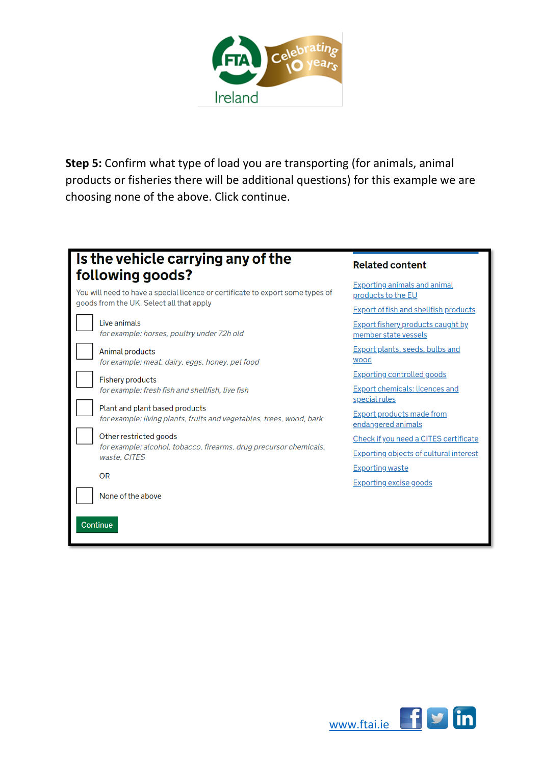**Step 5:** Confirm what type of load you are transporting (for animals, animal products or fisheries there will be additional questions) for this example we are choosing none of the above. Click continue.

## Is the vehicle carrying any of the following goods?

You will need to have a special licence or certificate to export some types of goods from the UK. Select all that apply

- [ ] Live animals
  *for example: horses, poultry under 72h old*
- [ ] Animal products
  *for example: meat, dairy, eggs, honey, pet food*
- [ ] Fishery products
  *for example: fresh fish and shellfish, live fish*
- [ ] Plant and plant based products
  *for example: living plants, fruits and vegetables, trees, wood, bark*
- [ ] Other restricted goods
  *for example: alcohol, tobacco, firearms, drug precursor chemicals, waste, CITES*

OR

- [ ] None of the above

Continue

### Related content

- Exporting animals and animal products to the EU
- Export of fish and shellfish products
- Export fishery products caught by member state vessels
- Export plants, seeds, bulbs and wood
- Exporting controlled goods
- Export chemicals: licences and special rules
- Export products made from endangered animals
- Check if you need a CITES certificate
- Exporting objects of cultural interest
- Exporting waste
- Exporting excise goods

www.ftai.ie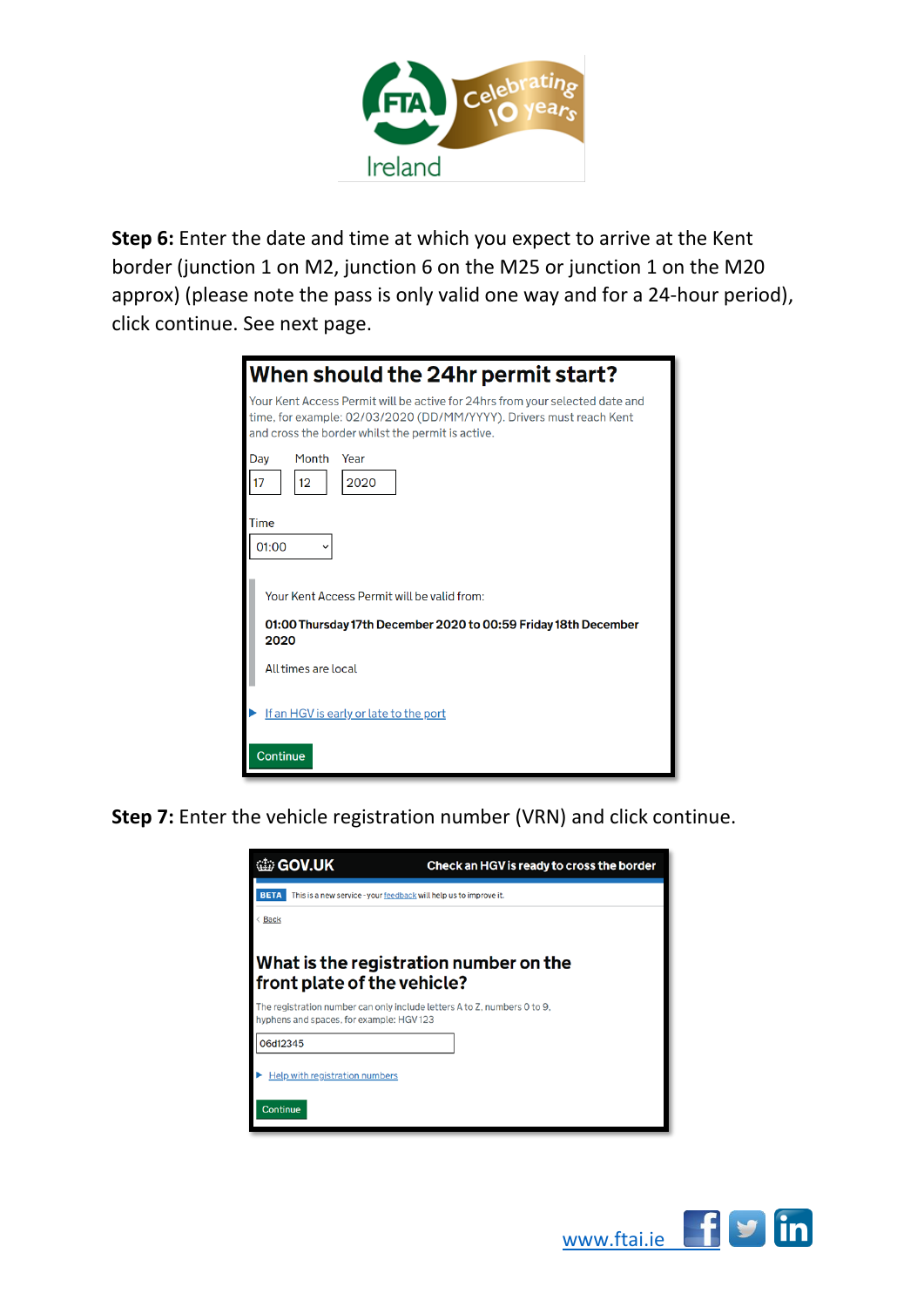**Step 6:** Enter the date and time at which you expect to arrive at the Kent border (junction 1 on M2, junction 6 on the M25 or junction 1 on the M20 approx) (please note the pass is only valid one way and for a 24-hour period), click continue. See next page.

## When should the 24hr permit start?

Your Kent Access Permit will be active for 24hrs from your selected date and time, for example: 02/03/2020 (DD/MM/YYYY). Drivers must reach Kent and cross the border whilst the permit is active.

Day: 17 Month: 12 Year: 2020

Time: 01:00

Your Kent Access Permit will be valid from:

**01:00 Thursday 17th December 2020 to 00:59 Friday 18th December 2020**

All times are local

If an HGV is early or late to the port

Continue

**Step 7:** Enter the vehicle registration number (VRN) and click continue.

GOV.UK — Check an HGV is ready to cross the border

BETA This is a new service - your feedback will help us to improve it.

Back

## What is the registration number on the front plate of the vehicle?

The registration number can only include letters A to Z, numbers 0 to 9, hyphens and spaces, for example: HGV 123

06d12345

Help with registration numbers

Continue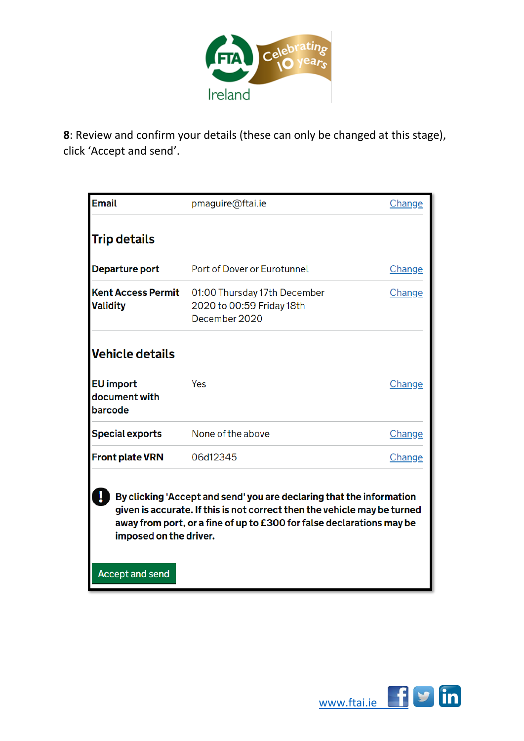**8**: Review and confirm your details (these can only be changed at this stage), click 'Accept and send'.

| Email | pmaguire@ftai.ie | Change |
| --- | --- | --- |

### Trip details

| | | |
| --- | --- | --- |
| **Departure port** | Port of Dover or Eurotunnel | Change |
| **Kent Access Permit Validity** | 01:00 Thursday 17th December 2020 to 00:59 Friday 18th December 2020 | Change |

### Vehicle details

| | | |
| --- | --- | --- |
| **EU import document with barcode** | Yes | Change |
| **Special exports** | None of the above | Change |
| **Front plate VRN** | 06d12345 | Change |

**By clicking 'Accept and send' you are declaring that the information given is accurate. If this is not correct then the vehicle may be turned away from port, or a fine of up to £300 for false declarations may be imposed on the driver.**

Accept and send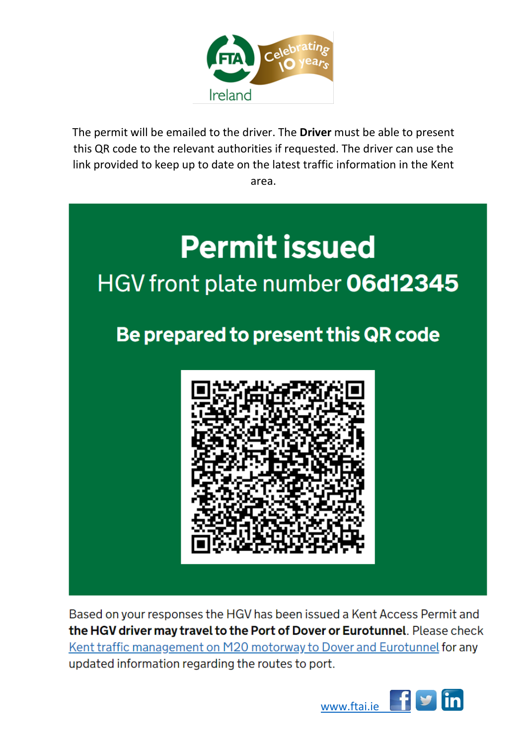The permit will be emailed to the driver. The **Driver** must be able to present this QR code to the relevant authorities if requested. The driver can use the link provided to keep up to date on the latest traffic information in the Kent area.

# Permit issued

HGV front plate number **06d12345**

## Be prepared to present this QR code

Based on your responses the HGV has been issued a Kent Access Permit and **the HGV driver may travel to the Port of Dover or Eurotunnel**. Please check [Kent traffic management on M20 motorway to Dover and Eurotunnel] for any updated information regarding the routes to port.

www.ftai.ie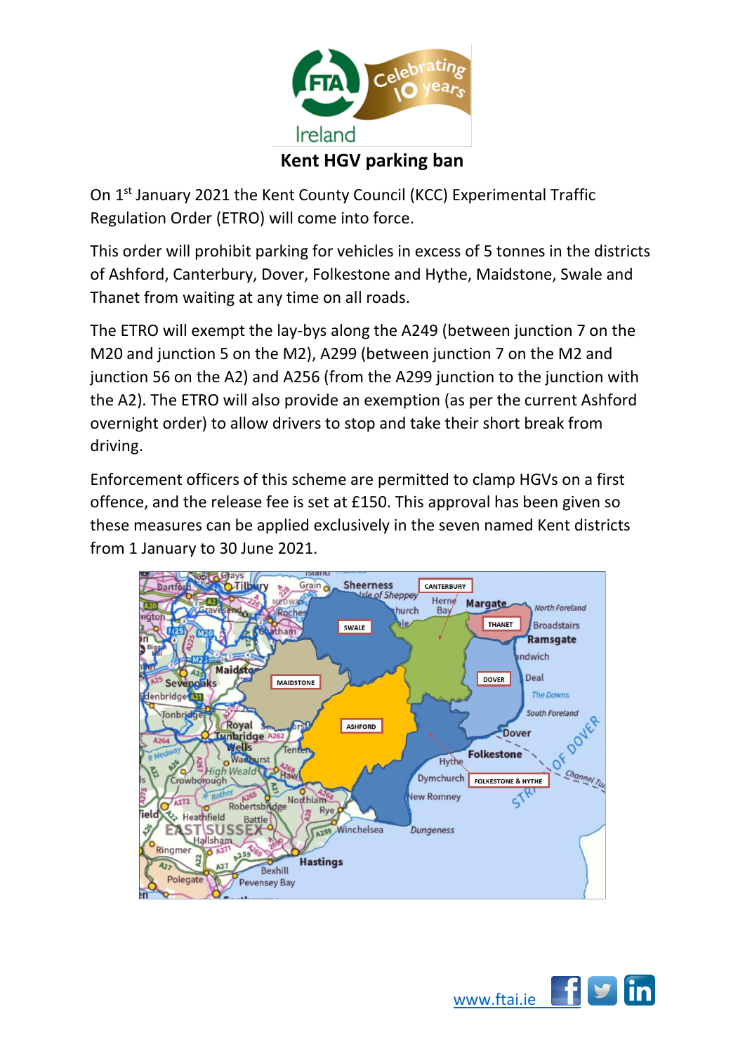FTA Ireland Celebrating 10 years

# Kent HGV parking ban

On 1st January 2021 the Kent County Council (KCC) Experimental Traffic Regulation Order (ETRO) will come into force.

This order will prohibit parking for vehicles in excess of 5 tonnes in the districts of Ashford, Canterbury, Dover, Folkestone and Hythe, Maidstone, Swale and Thanet from waiting at any time on all roads.

The ETRO will exempt the lay-bys along the A249 (between junction 7 on the M20 and junction 5 on the M2), A299 (between junction 7 on the M2 and junction 56 on the A2) and A256 (from the A299 junction to the junction with the A2). The ETRO will also provide an exemption (as per the current Ashford overnight order) to allow drivers to stop and take their short break from driving.

Enforcement officers of this scheme are permitted to clamp HGVs on a first offence, and the release fee is set at £150. This approval has been given so these measures can be applied exclusively in the seven named Kent districts from 1 January to 30 June 2021.

CANTERBURY
SWALE
THANET
MAIDSTONE
DOVER
ASHFORD
FOLKESTONE & HYTHE

www.ftai.ie